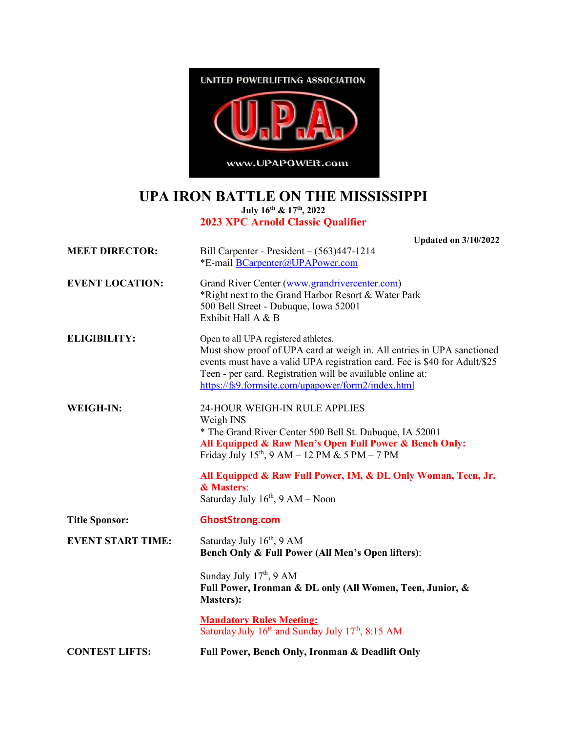UNITED POWERLIFTING ASSOCIATION

U.P.A.

www.UPAPOWER.com

# UPA IRON BATTLE ON THE MISSISSIPPI

**July 16th & 17th, 2022**

**2023 XPC Arnold Classic Qualifier**

**Updated on 3/10/2022**

**MEET DIRECTOR:** Bill Carpenter - President – (563)447-1214
*E-mail BCarpenter@UPAPower.com

**EVENT LOCATION:** Grand River Center (www.grandrivercenter.com)
*Right next to the Grand Harbor Resort & Water Park
500 Bell Street - Dubuque, Iowa 52001
Exhibit Hall A & B

**ELIGIBILITY:** Open to all UPA registered athletes.
Must show proof of UPA card at weigh in. All entries in UPA sanctioned events must have a valid UPA registration card. Fee is $40 for Adult/$25 Teen - per card. Registration will be available online at: https://fs9.formsite.com/upapower/form2/index.html

**WEIGH-IN:** 24-HOUR WEIGH-IN RULE APPLIES
Weigh INS
* The Grand River Center 500 Bell St. Dubuque, IA 52001
**All Equipped & Raw Men's Open Full Power & Bench Only:**
Friday July 15th, 9 AM – 12 PM & 5 PM – 7 PM

**All Equipped & Raw Full Power, IM, & DL Only Woman, Teen, Jr. & Masters:**
Saturday July 16th, 9 AM – Noon

**Title Sponsor:** **GhostStrong.com**

**EVENT START TIME:** Saturday July 16th, 9 AM
**Bench Only & Full Power (All Men's Open lifters)**:

Sunday July 17th, 9 AM
**Full Power, Ironman & DL only (All Women, Teen, Junior, & Masters):**

**Mandatory Rules Meeting:**
Saturday July 16th and Sunday July 17th, 8:15 AM

**CONTEST LIFTS:** **Full Power, Bench Only, Ironman & Deadlift Only**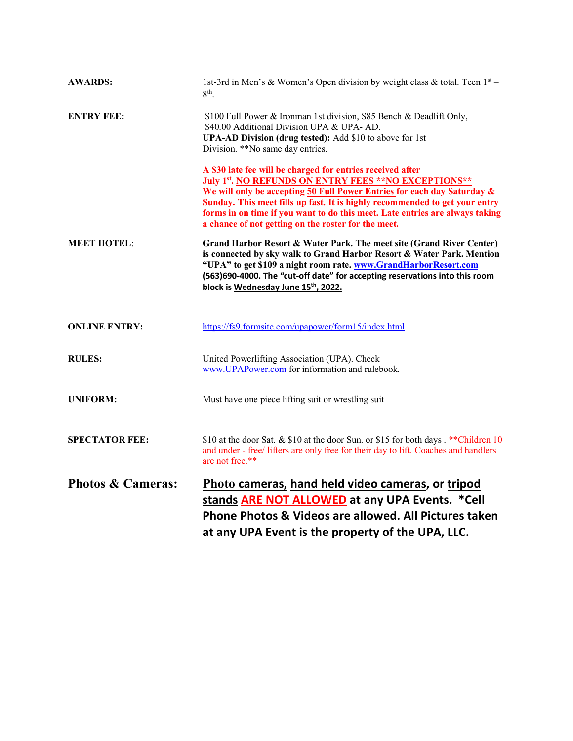**AWARDS:** 1st-3rd in Men's & Women's Open division by weight class & total. Teen 1st – 8th.

**ENTRY FEE:** $100 Full Power & Ironman 1st division, $85 Bench & Deadlift Only, $40.00 Additional Division UPA & UPA- AD.
**UPA-AD Division (drug tested):** Add $10 to above for 1st Division. **No same day entries.

**A $30 late fee will be charged for entries received after July 1st. NO REFUNDS ON ENTRY FEES **NO EXCEPTIONS****
**We will only be accepting 50 Full Power Entries for each day Saturday & Sunday. This meet fills up fast. It is highly recommended to get your entry forms in on time if you want to do this meet. Late entries are always taking a chance of not getting on the roster for the meet.**

**MEET HOTEL:** **Grand Harbor Resort & Water Park. The meet site (Grand River Center) is connected by sky walk to Grand Harbor Resort & Water Park. Mention "UPA" to get $109 a night room rate. www.GrandHarborResort.com (563)690-4000. The "cut-off date" for accepting reservations into this room block is Wednesday June 15th, 2022.**

**ONLINE ENTRY:** https://fs9.formsite.com/upapower/form15/index.html

**RULES:** United Powerlifting Association (UPA). Check www.UPAPower.com for information and rulebook.

**UNIFORM:** Must have one piece lifting suit or wrestling suit

**SPECTATOR FEE:** $10 at the door Sat. & $10 at the door Sun. or $15 for both days . **Children 10 and under - free/ lifters are only free for their day to lift. Coaches and handlers are not free.**

## Photos & Cameras:

**Photo cameras, hand held video cameras, or tripod stands ARE NOT ALLOWED at any UPA Events. *Cell Phone Photos & Videos are allowed. All Pictures taken at any UPA Event is the property of the UPA, LLC.**